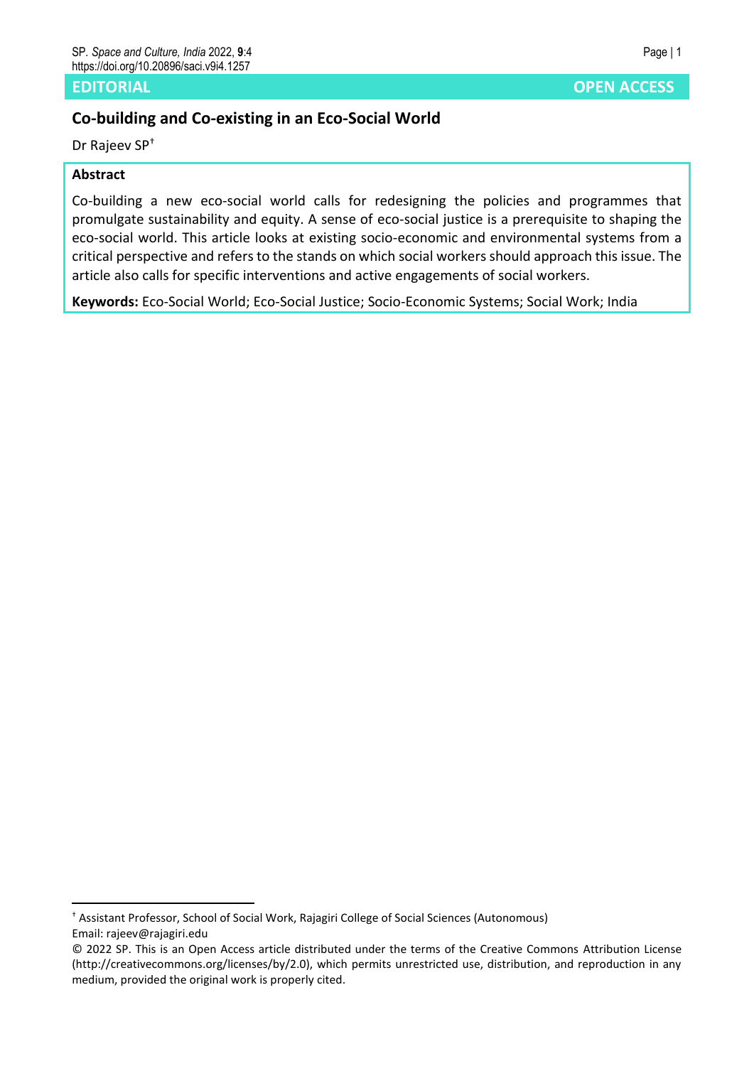EDITORIAL

OPEN ACCESS

# Co-building and Co-existing in an Eco-Social World

Dr Rajeev SP[†]

**Abstract**

Co-building a new eco-social world calls for redesigning the policies and programmes that promulgate sustainability and equity. A sense of eco-social justice is a prerequisite to shaping the eco-social world. This article looks at existing socio-economic and environmental systems from a critical perspective and refers to the stands on which social workers should approach this issue. The article also calls for specific interventions and active engagements of social workers.

**Keywords:** Eco-Social World; Eco-Social Justice; Socio-Economic Systems; Social Work; India

---

[†] Assistant Professor, School of Social Work, Rajagiri College of Social Sciences (Autonomous)
Email: rajeev@rajagiri.edu

© 2022 SP. This is an Open Access article distributed under the terms of the Creative Commons Attribution License (http://creativecommons.org/licenses/by/2.0), which permits unrestricted use, distribution, and reproduction in any medium, provided the original work is properly cited.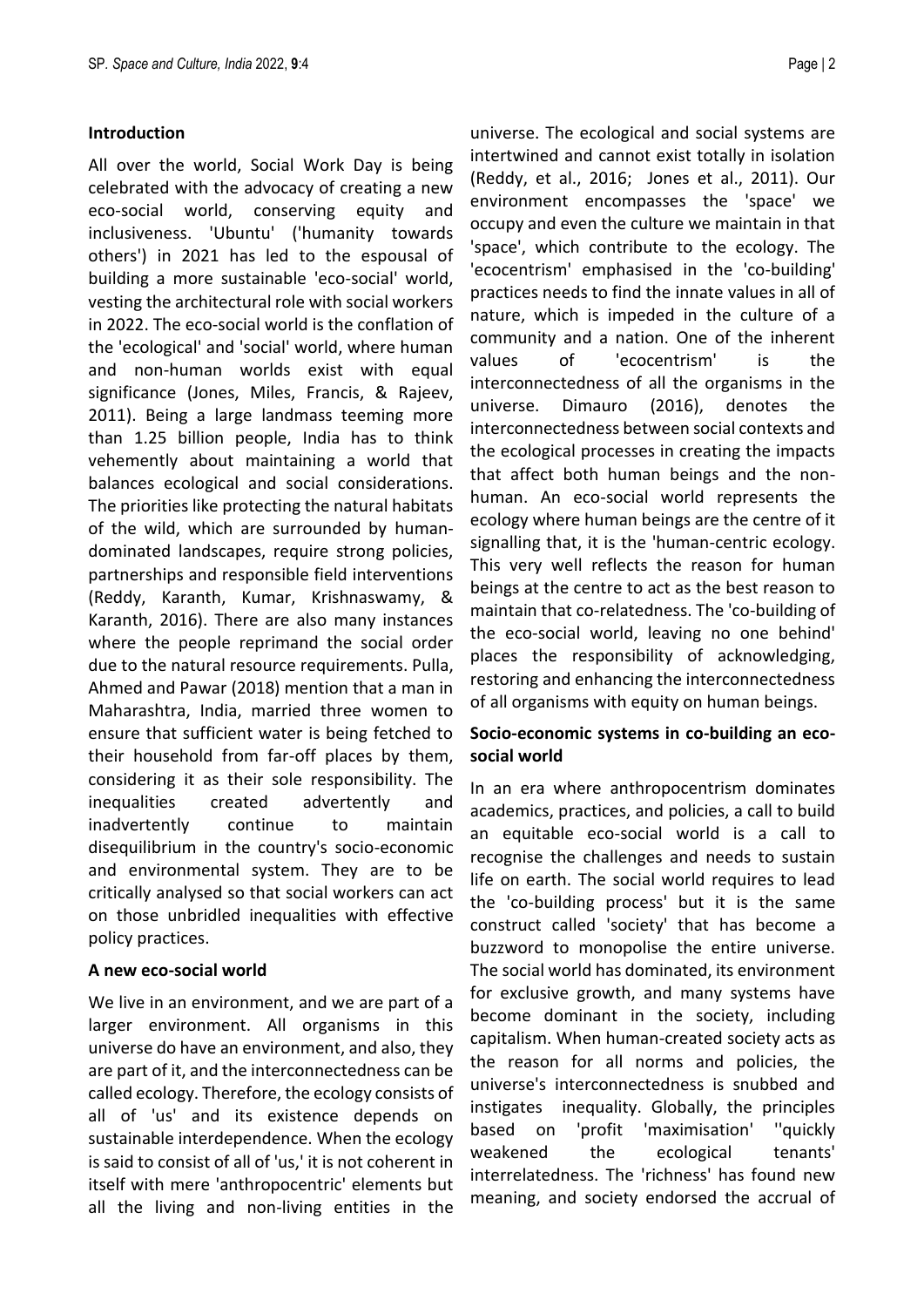### Introduction

All over the world, Social Work Day is being celebrated with the advocacy of creating a new eco-social world, conserving equity and inclusiveness. 'Ubuntu' ('humanity towards others') in 2021 has led to the espousal of building a more sustainable 'eco-social' world, vesting the architectural role with social workers in 2022. The eco-social world is the conflation of the 'ecological' and 'social' world, where human and non-human worlds exist with equal significance (Jones, Miles, Francis, & Rajeev, 2011). Being a large landmass teeming more than 1.25 billion people, India has to think vehemently about maintaining a world that balances ecological and social considerations. The priorities like protecting the natural habitats of the wild, which are surrounded by human-dominated landscapes, require strong policies, partnerships and responsible field interventions (Reddy, Karanth, Kumar, Krishnaswamy, & Karanth, 2016). There are also many instances where the people reprimand the social order due to the natural resource requirements. Pulla, Ahmed and Pawar (2018) mention that a man in Maharashtra, India, married three women to ensure that sufficient water is being fetched to their household from far-off places by them, considering it as their sole responsibility. The inequalities created advertently and inadvertently continue to maintain disequilibrium in the country's socio-economic and environmental system. They are to be critically analysed so that social workers can act on those unbridled inequalities with effective policy practices.

### A new eco-social world

We live in an environment, and we are part of a larger environment. All organisms in this universe do have an environment, and also, they are part of it, and the interconnectedness can be called ecology. Therefore, the ecology consists of all of 'us' and its existence depends on sustainable interdependence. When the ecology is said to consist of all of 'us,' it is not coherent in itself with mere 'anthropocentric' elements but all the living and non-living entities in the universe. The ecological and social systems are intertwined and cannot exist totally in isolation (Reddy, et al., 2016; Jones et al., 2011). Our environment encompasses the 'space' we occupy and even the culture we maintain in that 'space', which contribute to the ecology. The 'ecocentrism' emphasised in the 'co-building' practices needs to find the innate values in all of nature, which is impeded in the culture of a community and a nation. One of the inherent values of 'ecocentrism' is the interconnectedness of all the organisms in the universe. Dimauro (2016), denotes the interconnectedness between social contexts and the ecological processes in creating the impacts that affect both human beings and the non-human. An eco-social world represents the ecology where human beings are the centre of it signalling that, it is the 'human-centric ecology. This very well reflects the reason for human beings at the centre to act as the best reason to maintain that co-relatedness. The 'co-building of the eco-social world, leaving no one behind' places the responsibility of acknowledging, restoring and enhancing the interconnectedness of all organisms with equity on human beings.

### Socio-economic systems in co-building an eco-social world

In an era where anthropocentrism dominates academics, practices, and policies, a call to build an equitable eco-social world is a call to recognise the challenges and needs to sustain life on earth. The social world requires to lead the 'co-building process' but it is the same construct called 'society' that has become a buzzword to monopolise the entire universe. The social world has dominated, its environment for exclusive growth, and many systems have become dominant in the society, including capitalism. When human-created society acts as the reason for all norms and policies, the universe's interconnectedness is snubbed and instigates inequality. Globally, the principles based on 'profit 'maximisation' ''quickly weakened the ecological tenants' interrelatedness. The 'richness' has found new meaning, and society endorsed the accrual of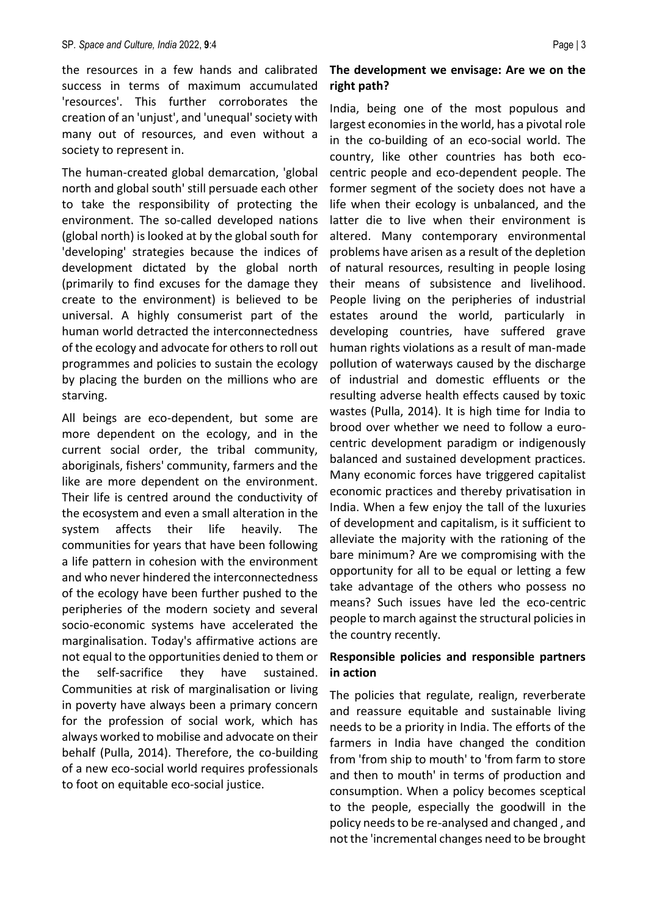the resources in a few hands and calibrated success in terms of maximum accumulated 'resources'. This further corroborates the creation of an 'unjust', and 'unequal' society with many out of resources, and even without a society to represent in.

The human-created global demarcation, 'global north and global south' still persuade each other to take the responsibility of protecting the environment. The so-called developed nations (global north) is looked at by the global south for 'developing' strategies because the indices of development dictated by the global north (primarily to find excuses for the damage they create to the environment) is believed to be universal. A highly consumerist part of the human world detracted the interconnectedness of the ecology and advocate for others to roll out programmes and policies to sustain the ecology by placing the burden on the millions who are starving.

All beings are eco-dependent, but some are more dependent on the ecology, and in the current social order, the tribal community, aboriginals, fishers' community, farmers and the like are more dependent on the environment. Their life is centred around the conductivity of the ecosystem and even a small alteration in the system affects their life heavily. The communities for years that have been following a life pattern in cohesion with the environment and who never hindered the interconnectedness of the ecology have been further pushed to the peripheries of the modern society and several socio-economic systems have accelerated the marginalisation. Today's affirmative actions are not equal to the opportunities denied to them or the self-sacrifice they have sustained. Communities at risk of marginalisation or living in poverty have always been a primary concern for the profession of social work, which has always worked to mobilise and advocate on their behalf (Pulla, 2014). Therefore, the co-building of a new eco-social world requires professionals to foot on equitable eco-social justice.

### The development we envisage: Are we on the right path?

India, being one of the most populous and largest economies in the world, has a pivotal role in the co-building of an eco-social world. The country, like other countries has both eco-centric people and eco-dependent people. The former segment of the society does not have a life when their ecology is unbalanced, and the latter die to live when their environment is altered. Many contemporary environmental problems have arisen as a result of the depletion of natural resources, resulting in people losing their means of subsistence and livelihood. People living on the peripheries of industrial estates around the world, particularly in developing countries, have suffered grave human rights violations as a result of man-made pollution of waterways caused by the discharge of industrial and domestic effluents or the resulting adverse health effects caused by toxic wastes (Pulla, 2014). It is high time for India to brood over whether we need to follow a euro-centric development paradigm or indigenously balanced and sustained development practices. Many economic forces have triggered capitalist economic practices and thereby privatisation in India. When a few enjoy the tall of the luxuries of development and capitalism, is it sufficient to alleviate the majority with the rationing of the bare minimum? Are we compromising with the opportunity for all to be equal or letting a few take advantage of the others who possess no means? Such issues have led the eco-centric people to march against the structural policies in the country recently.

### Responsible policies and responsible partners in action

The policies that regulate, realign, reverberate and reassure equitable and sustainable living needs to be a priority in India. The efforts of the farmers in India have changed the condition from 'from ship to mouth' to 'from farm to store and then to mouth' in terms of production and consumption. When a policy becomes sceptical to the people, especially the goodwill in the policy needs to be re-analysed and changed , and not the 'incremental changes need to be brought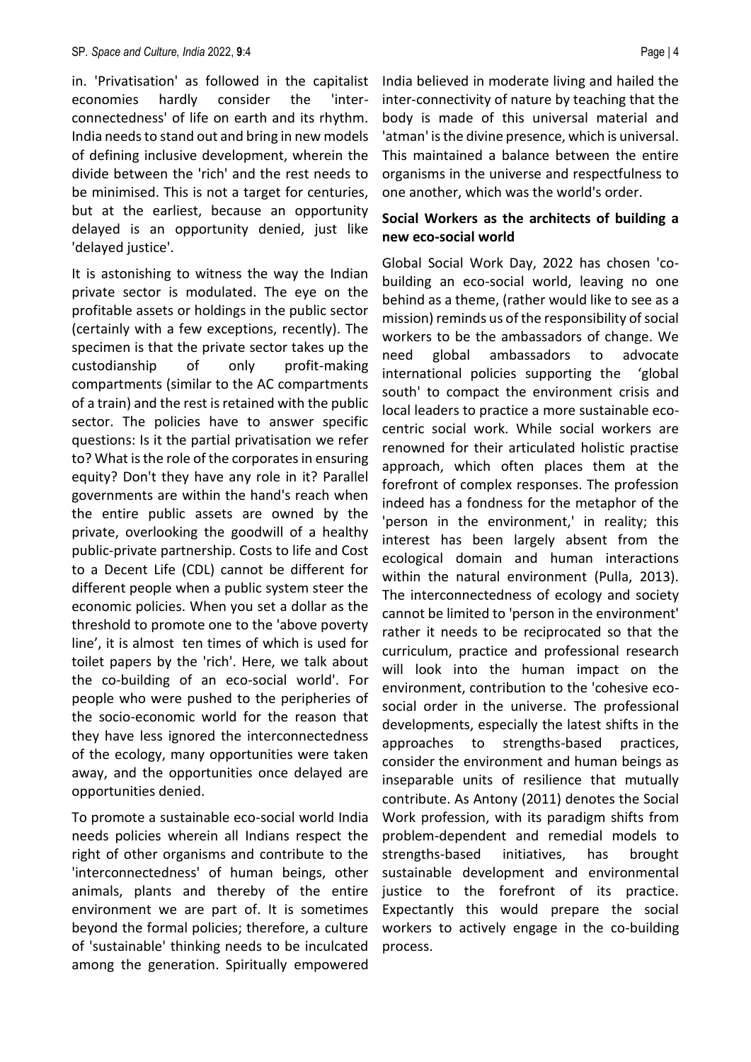in. 'Privatisation' as followed in the capitalist economies hardly consider the 'inter-connectedness' of life on earth and its rhythm. India needs to stand out and bring in new models of defining inclusive development, wherein the divide between the 'rich' and the rest needs to be minimised. This is not a target for centuries, but at the earliest, because an opportunity delayed is an opportunity denied, just like 'delayed justice'.

It is astonishing to witness the way the Indian private sector is modulated. The eye on the profitable assets or holdings in the public sector (certainly with a few exceptions, recently). The specimen is that the private sector takes up the custodianship of only profit-making compartments (similar to the AC compartments of a train) and the rest is retained with the public sector. The policies have to answer specific questions: Is it the partial privatisation we refer to? What is the role of the corporates in ensuring equity? Don't they have any role in it? Parallel governments are within the hand's reach when the entire public assets are owned by the private, overlooking the goodwill of a healthy public-private partnership. Costs to life and Cost to a Decent Life (CDL) cannot be different for different people when a public system steer the economic policies. When you set a dollar as the threshold to promote one to the 'above poverty line', it is almost ten times of which is used for toilet papers by the 'rich'. Here, we talk about the co-building of an eco-social world'. For people who were pushed to the peripheries of the socio-economic world for the reason that they have less ignored the interconnectedness of the ecology, many opportunities were taken away, and the opportunities once delayed are opportunities denied.

To promote a sustainable eco-social world India needs policies wherein all Indians respect the right of other organisms and contribute to the 'interconnectedness' of human beings, other animals, plants and thereby of the entire environment we are part of. It is sometimes beyond the formal policies; therefore, a culture of 'sustainable' thinking needs to be inculcated among the generation. Spiritually empowered India believed in moderate living and hailed the inter-connectivity of nature by teaching that the body is made of this universal material and 'atman' is the divine presence, which is universal. This maintained a balance between the entire organisms in the universe and respectfulness to one another, which was the world's order.

## Social Workers as the architects of building a new eco-social world

Global Social Work Day, 2022 has chosen 'co-building an eco-social world, leaving no one behind as a theme, (rather would like to see as a mission) reminds us of the responsibility of social workers to be the ambassadors of change. We need global ambassadors to advocate international policies supporting the 'global south' to compact the environment crisis and local leaders to practice a more sustainable eco-centric social work. While social workers are renowned for their articulated holistic practise approach, which often places them at the forefront of complex responses. The profession indeed has a fondness for the metaphor of the 'person in the environment,' in reality; this interest has been largely absent from the ecological domain and human interactions within the natural environment (Pulla, 2013). The interconnectedness of ecology and society cannot be limited to 'person in the environment' rather it needs to be reciprocated so that the curriculum, practice and professional research will look into the human impact on the environment, contribution to the 'cohesive eco-social order in the universe. The professional developments, especially the latest shifts in the approaches to strengths-based practices, consider the environment and human beings as inseparable units of resilience that mutually contribute. As Antony (2011) denotes the Social Work profession, with its paradigm shifts from problem-dependent and remedial models to strengths-based initiatives, has brought sustainable development and environmental justice to the forefront of its practice. Expectantly this would prepare the social workers to actively engage in the co-building process.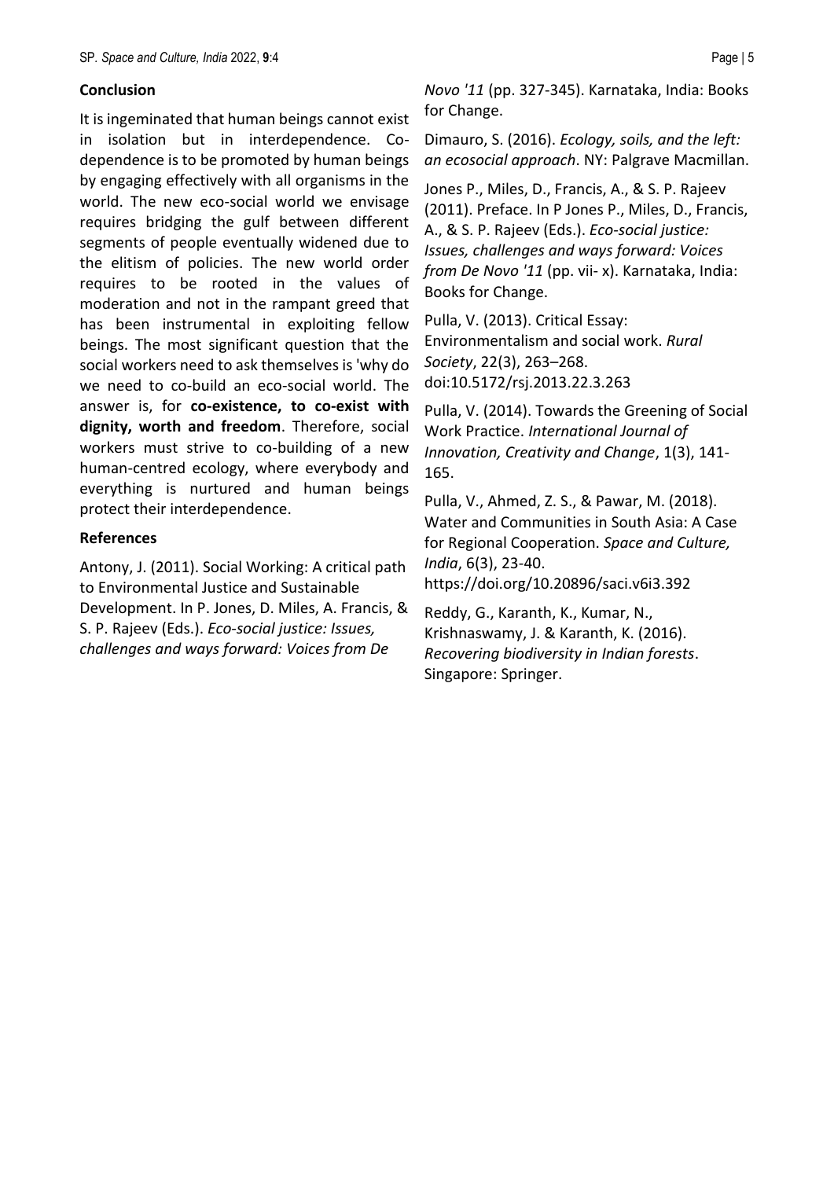## Conclusion

It is ingeminated that human beings cannot exist in isolation but in interdependence. Co-dependence is to be promoted by human beings by engaging effectively with all organisms in the world. The new eco-social world we envisage requires bridging the gulf between different segments of people eventually widened due to the elitism of policies. The new world order requires to be rooted in the values of moderation and not in the rampant greed that has been instrumental in exploiting fellow beings. The most significant question that the social workers need to ask themselves is 'why do we need to co-build an eco-social world. The answer is, for **co-existence, to co-exist with dignity, worth and freedom**. Therefore, social workers must strive to co-building of a new human-centred ecology, where everybody and everything is nurtured and human beings protect their interdependence.

## References

Antony, J. (2011). Social Working: A critical path to Environmental Justice and Sustainable Development. In P. Jones, D. Miles, A. Francis, & S. P. Rajeev (Eds.). *Eco-social justice: Issues, challenges and ways forward: Voices from De Novo '11* (pp. 327-345). Karnataka, India: Books for Change.

Dimauro, S. (2016). *Ecology, soils, and the left: an ecosocial approach*. NY: Palgrave Macmillan.

Jones P., Miles, D., Francis, A., & S. P. Rajeev (2011). Preface. In P Jones P., Miles, D., Francis, A., & S. P. Rajeev (Eds.). *Eco-social justice: Issues, challenges and ways forward: Voices from De Novo '11* (pp. vii- x). Karnataka, India: Books for Change.

Pulla, V. (2013). Critical Essay: Environmentalism and social work. *Rural Society*, 22(3), 263–268. doi:10.5172/rsj.2013.22.3.263

Pulla, V. (2014). Towards the Greening of Social Work Practice. *International Journal of Innovation, Creativity and Change*, 1(3), 141-165.

Pulla, V., Ahmed, Z. S., & Pawar, M. (2018). Water and Communities in South Asia: A Case for Regional Cooperation. *Space and Culture, India*, 6(3), 23-40. https://doi.org/10.20896/saci.v6i3.392

Reddy, G., Karanth, K., Kumar, N., Krishnaswamy, J. & Karanth, K. (2016). *Recovering biodiversity in Indian forests*. Singapore: Springer.